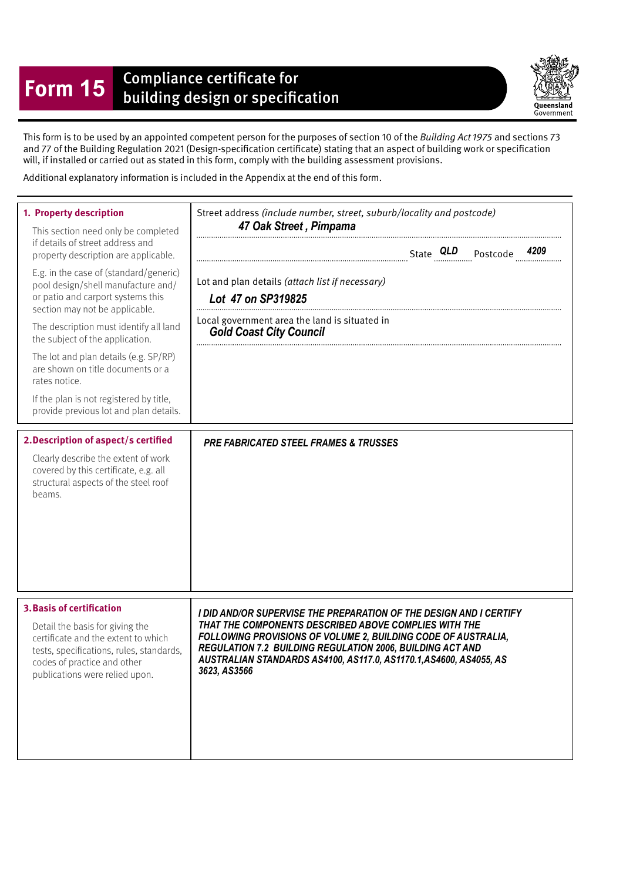# Form 15 Compliance certificate for building design or specification

Queensland Government

This form is to be used by an appointed competent person for the purposes of section 10 of the *Building Act 1975* and sections 73 and 77 of the Building Regulation 2021 (Design-specification certificate) stating that an aspect of building work or specification will, if installed or carried out as stated in this form, comply with the building assessment provisions.

Additional explanatory information is included in the Appendix at the end of this form.

| | |
|---|---|
| **1. Property description**<br><br>This section need only be completed if details of street address and property description are applicable.<br><br>E.g. in the case of (standard/generic) pool design/shell manufacture and/ or patio and carport systems this section may not be applicable.<br><br>The description must identify all land the subject of the application.<br><br>The lot and plan details (e.g. SP/RP) are shown on title documents or a rates notice.<br><br>If the plan is not registered by title, provide previous lot and plan details. | Street address *(include number, street, suburb/locality and postcode)*<br>***47 Oak Street , Pimpama***<br><br>State ***QLD*** Postcode ***4209***<br><br>Lot and plan details *(attach list if necessary)*<br>***Lot 47 on SP319825***<br><br>Local government area the land is situated in<br>***Gold Coast City Council*** |
| **2. Description of aspect/s certified**<br><br>Clearly describe the extent of work covered by this certificate, e.g. all structural aspects of the steel roof beams. | ***PRE FABRICATED STEEL FRAMES & TRUSSES*** |
| **3. Basis of certification**<br><br>Detail the basis for giving the certificate and the extent to which tests, specifications, rules, standards, codes of practice and other publications were relied upon. | ***I DID AND/OR SUPERVISE THE PREPARATION OF THE DESIGN AND I CERTIFY THAT THE COMPONENTS DESCRIBED ABOVE COMPLIES WITH THE FOLLOWING PROVISIONS OF VOLUME 2, BUILDING CODE OF AUSTRALIA, REGULATION 7.2 BUILDING REGULATION 2006, BUILDING ACT AND AUSTRALIAN STANDARDS AS4100, AS117.0, AS1170.1,AS4600, AS4055, AS 3623, AS3566*** |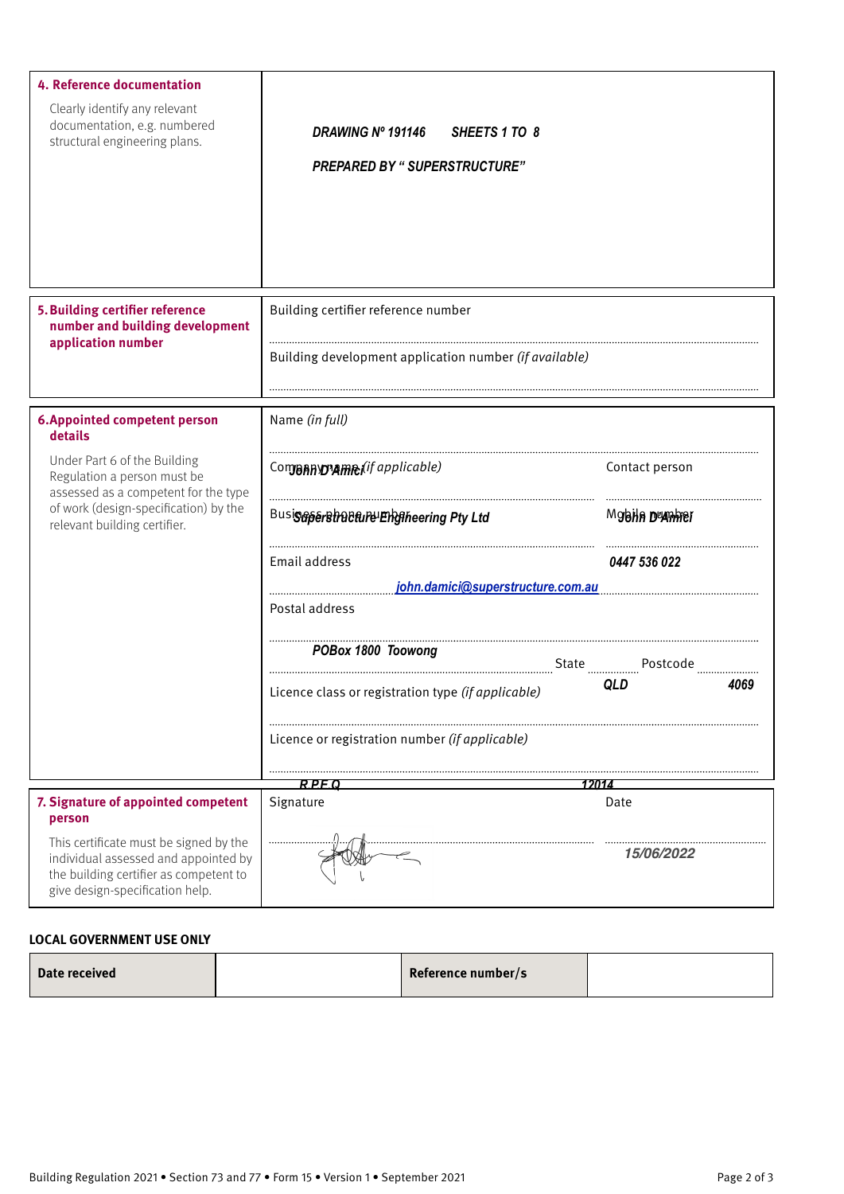| | |
|---|---|
| **4. Reference documentation**<br><br>Clearly identify any relevant documentation, e.g. numbered structural engineering plans. | ***DRAWING Nº 191146 SHEETS 1 TO 8***<br><br>***PREPARED BY " SUPERSTRUCTURE"*** |

| | |
|---|---|
| **5. Building certifier reference number and building development application number** | Building certifier reference number<br><br>Building development application number *(if available)* |

| | |
|---|---|
| **6. Appointed competent person details**<br><br>Under Part 6 of the Building Regulation a person must be assessed as a competent for the type of work (design-specification) by the relevant building certifier. | Name *(in full)*<br>***John D'Amici***<br><br>Company name *(if applicable)*: ***Superstructure Engineering Pty Ltd***<br>Contact person: ***John D'Amici***<br><br>Business phone number<br>Mobile number: ***0447 536 022***<br><br>Email address<br>***john.damici@superstructure.com.au***<br><br>Postal address<br>***POBox 1800 Toowong***<br>State: ***QLD*** Postcode: ***4069***<br><br>Licence class or registration type *(if applicable)*<br>***RPEQ***<br><br>Licence or registration number *(if applicable)*<br>***12014*** |

| | |
|---|---|
| **7. Signature of appointed competent person**<br><br>This certificate must be signed by the individual assessed and appointed by the building certifier as competent to give design-specification help. | Signature: [signature]<br><br>Date: ***15/06/2022*** |

**LOCAL GOVERNMENT USE ONLY**

| | | | |
|---|---|---|---|
| **Date received** | | **Reference number/s** | |